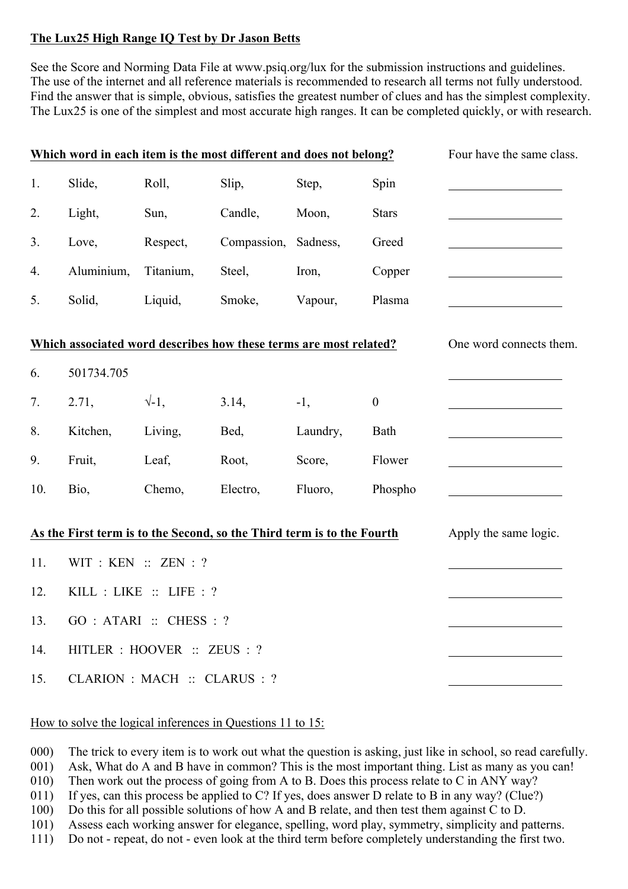**The Lux25 High Range IQ Test by Dr Jason Betts**

See the Score and Norming Data File at www.psiq.org/lux for the submission instructions and guidelines.
The use of the internet and all reference materials is recommended to research all terms not fully understood.
Find the answer that is simple, obvious, satisfies the greatest number of clues and has the simplest complexity.
The Lux25 is one of the simplest and most accurate high ranges. It can be completed quickly, or with research.

**Which word in each item is the most different and does not belong?** Four have the same class.

| | | | | | | |
|---|---|---|---|---|---|---|
| 1. | Slide, | Roll, | Slip, | Step, | Spin | ______ |
| 2. | Light, | Sun, | Candle, | Moon, | Stars | ______ |
| 3. | Love, | Respect, | Compassion, | Sadness, | Greed | ______ |
| 4. | Aluminium, | Titanium, | Steel, | Iron, | Copper | ______ |
| 5. | Solid, | Liquid, | Smoke, | Vapour, | Plasma | ______ |

**Which associated word describes how these terms are most related?** One word connects them.

| | | | | | | |
|---|---|---|---|---|---|---|
| 6. | 501734.705 | | | | | ______ |
| 7. | 2.71, | $\sqrt{-1}$, | 3.14, | -1, | 0 | ______ |
| 8. | Kitchen, | Living, | Bed, | Laundry, | Bath | ______ |
| 9. | Fruit, | Leaf, | Root, | Score, | Flower | ______ |
| 10. | Bio, | Chemo, | Electro, | Fluoro, | Phospho | ______ |

**As the First term is to the Second, so the Third term is to the Fourth** Apply the same logic.

11. WIT : KEN :: ZEN : ? ______
12. KILL : LIKE :: LIFE : ? ______
13. GO : ATARI :: CHESS : ? ______
14. HITLER : HOOVER :: ZEUS : ? ______
15. CLARION : MACH :: CLARUS : ? ______

How to solve the logical inferences in Questions 11 to 15:

000) The trick to every item is to work out what the question is asking, just like in school, so read carefully.
001) Ask, What do A and B have in common? This is the most important thing. List as many as you can!
010) Then work out the process of going from A to B. Does this process relate to C in ANY way?
011) If yes, can this process be applied to C? If yes, does answer D relate to B in any way? (Clue?)
100) Do this for all possible solutions of how A and B relate, and then test them against C to D.
101) Assess each working answer for elegance, spelling, word play, symmetry, simplicity and patterns.
111) Do not - repeat, do not - even look at the third term before completely understanding the first two.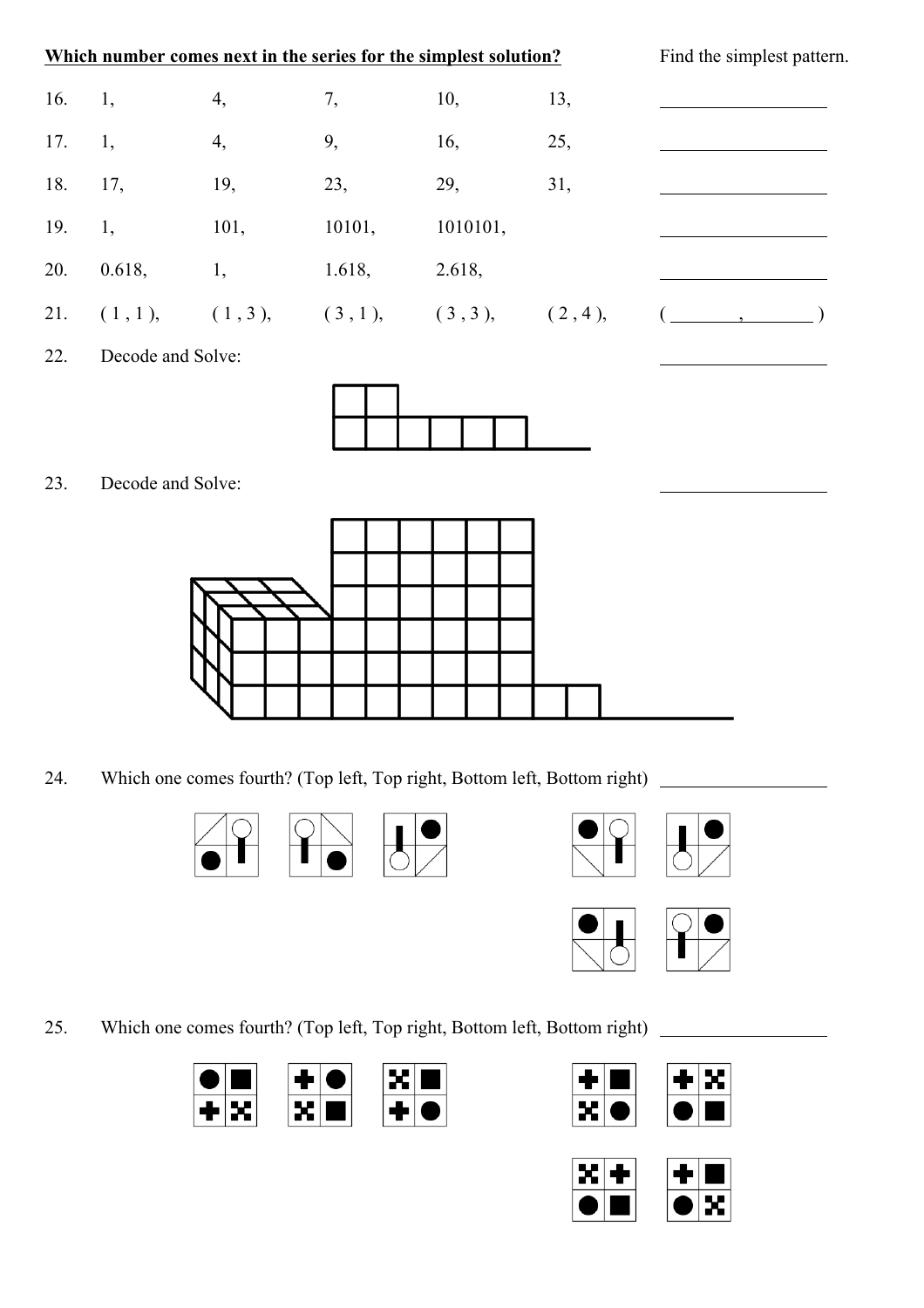**Which number comes next in the series for the simplest solution?** Find the simplest pattern.

16. 1, 4, 7, 10, 13, ________________

17. 1, 4, 9, 16, 25, ________________

18. 17, 19, 23, 29, 31, ________________

19. 1, 101, 10101, 1010101, ________________

20. 0.618, 1, 1.618, 2.618, ________________

21. ( 1 , 1 ), ( 1 , 3 ), ( 3 , 1 ), ( 3 , 3 ), ( 2 , 4 ), ( ________ , ________ )

22. Decode and Solve: ________________

23. Decode and Solve: ________________

24. Which one comes fourth? (Top left, Top right, Bottom left, Bottom right) ________________

25. Which one comes fourth? (Top left, Top right, Bottom left, Bottom right) ________________